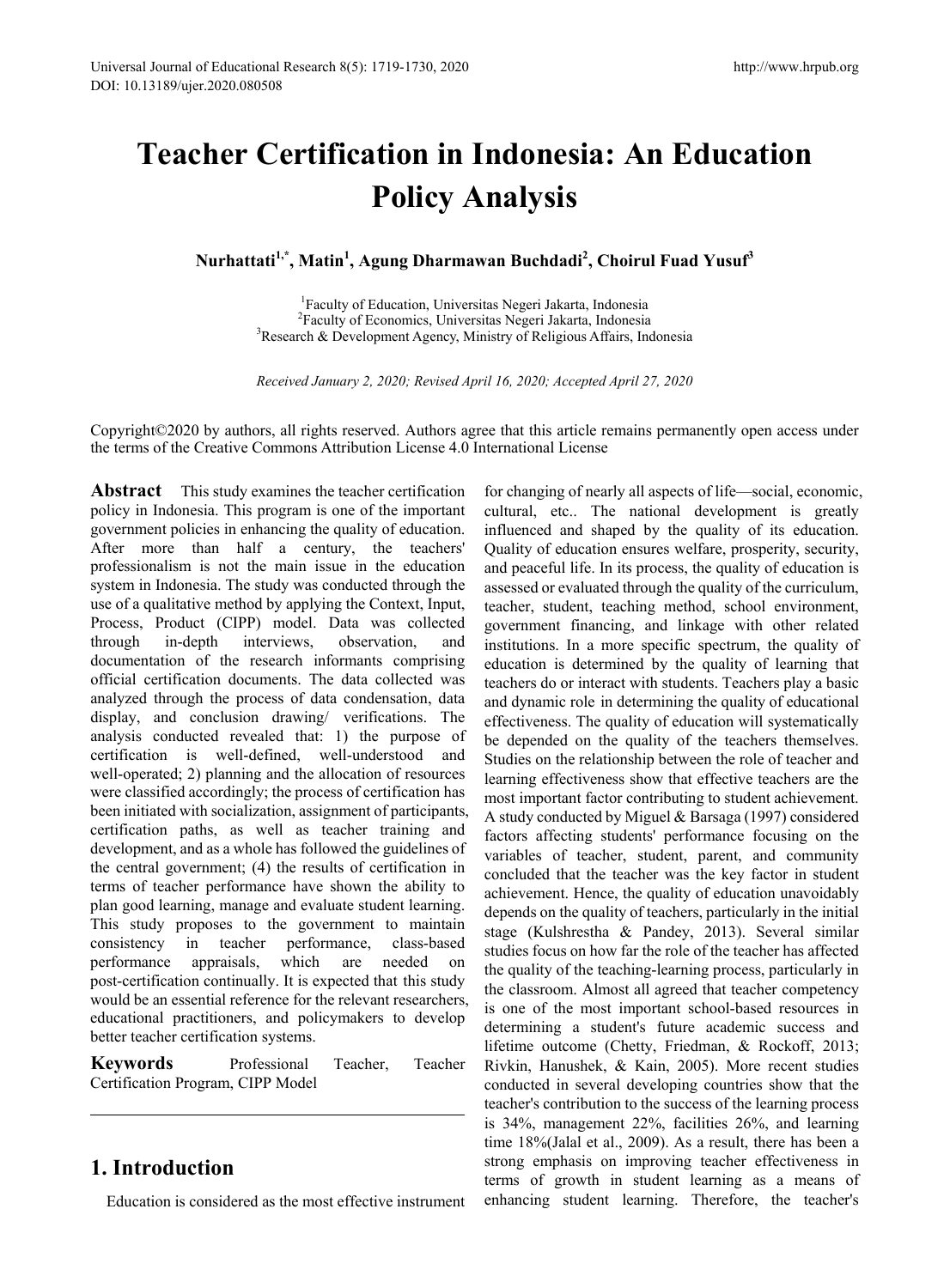# Teacher Certification in Indonesia: An Education Policy Analysis

**Nurhattati[1,*], Matin[1], Agung Dharmawan Buchdadi[2], Choirul Fuad Yusuf[3]**

[1]Faculty of Education, Universitas Negeri Jakarta, Indonesia
[2]Faculty of Economics, Universitas Negeri Jakarta, Indonesia
[3]Research & Development Agency, Ministry of Religious Affairs, Indonesia

*Received January 2, 2020; Revised April 16, 2020; Accepted April 27, 2020*

Copyright©2020 by authors, all rights reserved. Authors agree that this article remains permanently open access under the terms of the Creative Commons Attribution License 4.0 International License

**Abstract** This study examines the teacher certification policy in Indonesia. This program is one of the important government policies in enhancing the quality of education. After more than half a century, the teachers' professionalism is not the main issue in the education system in Indonesia. The study was conducted through the use of a qualitative method by applying the Context, Input, Process, Product (CIPP) model. Data was collected through in-depth interviews, observation, and documentation of the research informants comprising official certification documents. The data collected was analyzed through the process of data condensation, data display, and conclusion drawing/ verifications. The analysis conducted revealed that: 1) the purpose of certification is well-defined, well-understood and well-operated; 2) planning and the allocation of resources were classified accordingly; the process of certification has been initiated with socialization, assignment of participants, certification paths, as well as teacher training and development, and as a whole has followed the guidelines of the central government; (4) the results of certification in terms of teacher performance have shown the ability to plan good learning, manage and evaluate student learning. This study proposes to the government to maintain consistency in teacher performance, class-based performance appraisals, which are needed on post-certification continually. It is expected that this study would be an essential reference for the relevant researchers, educational practitioners, and policymakers to develop better teacher certification systems.

**Keywords** Professional Teacher, Teacher Certification Program, CIPP Model

## 1. Introduction

Education is considered as the most effective instrument for changing of nearly all aspects of life—social, economic, cultural, etc.. The national development is greatly influenced and shaped by the quality of its education. Quality of education ensures welfare, prosperity, security, and peaceful life. In its process, the quality of education is assessed or evaluated through the quality of the curriculum, teacher, student, teaching method, school environment, government financing, and linkage with other related institutions. In a more specific spectrum, the quality of education is determined by the quality of learning that teachers do or interact with students. Teachers play a basic and dynamic role in determining the quality of educational effectiveness. The quality of education will systematically be depended on the quality of the teachers themselves. Studies on the relationship between the role of teacher and learning effectiveness show that effective teachers are the most important factor contributing to student achievement. A study conducted by Miguel & Barsaga (1997) considered factors affecting students' performance focusing on the variables of teacher, student, parent, and community concluded that the teacher was the key factor in student achievement. Hence, the quality of education unavoidably depends on the quality of teachers, particularly in the initial stage (Kulshrestha & Pandey, 2013). Several similar studies focus on how far the role of the teacher has affected the quality of the teaching-learning process, particularly in the classroom. Almost all agreed that teacher competency is one of the most important school-based resources in determining a student's future academic success and lifetime outcome (Chetty, Friedman, & Rockoff, 2013; Rivkin, Hanushek, & Kain, 2005). More recent studies conducted in several developing countries show that the teacher's contribution to the success of the learning process is 34%, management 22%, facilities 26%, and learning time 18%(Jalal et al., 2009). As a result, there has been a strong emphasis on improving teacher effectiveness in terms of growth in student learning as a means of enhancing student learning. Therefore, the teacher's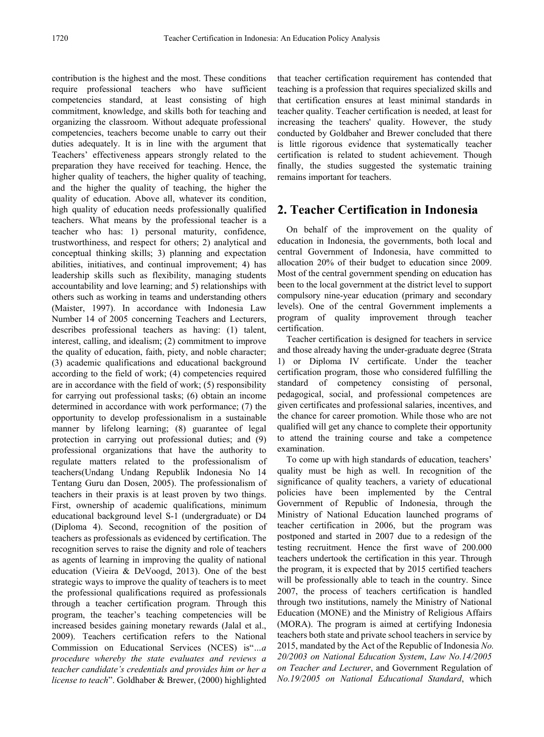contribution is the highest and the most. These conditions require professional teachers who have sufficient competencies standard, at least consisting of high commitment, knowledge, and skills both for teaching and organizing the classroom. Without adequate professional competencies, teachers become unable to carry out their duties adequately. It is in line with the argument that Teachers' effectiveness appears strongly related to the preparation they have received for teaching. Hence, the higher quality of teachers, the higher quality of teaching, and the higher the quality of teaching, the higher the quality of education. Above all, whatever its condition, high quality of education needs professionally qualified teachers. What means by the professional teacher is a teacher who has: 1) personal maturity, confidence, trustworthiness, and respect for others; 2) analytical and conceptual thinking skills; 3) planning and expectation abilities, initiatives, and continual improvement; 4) has leadership skills such as flexibility, managing students accountability and love learning; and 5) relationships with others such as working in teams and understanding others (Maister, 1997). In accordance with Indonesia Law Number 14 of 2005 concerning Teachers and Lecturers, describes professional teachers as having: (1) talent, interest, calling, and idealism; (2) commitment to improve the quality of education, faith, piety, and noble character; (3) academic qualifications and educational background according to the field of work; (4) competencies required are in accordance with the field of work; (5) responsibility for carrying out professional tasks; (6) obtain an income determined in accordance with work performance; (7) the opportunity to develop professionalism in a sustainable manner by lifelong learning; (8) guarantee of legal protection in carrying out professional duties; and (9) professional organizations that have the authority to regulate matters related to the professionalism of teachers(Undang Undang Republik Indonesia No 14 Tentang Guru dan Dosen, 2005). The professionalism of teachers in their praxis is at least proven by two things. First, ownership of academic qualifications, minimum educational background level S-1 (undergraduate) or D4 (Diploma 4). Second, recognition of the position of teachers as professionals as evidenced by certification. The recognition serves to raise the dignity and role of teachers as agents of learning in improving the quality of national education (Vieira & DeVoogd, 2013). One of the best strategic ways to improve the quality of teachers is to meet the professional qualifications required as professionals through a teacher certification program. Through this program, the teacher's teaching competencies will be increased besides gaining monetary rewards (Jalal et al., 2009). Teachers certification refers to the National Commission on Educational Services (NCES) is"*...a procedure whereby the state evaluates and reviews a teacher candidate's credentials and provides him or her a license to teach*". Goldhaber & Brewer, (2000) highlighted that teacher certification requirement has contended that teaching is a profession that requires specialized skills and that certification ensures at least minimal standards in teacher quality. Teacher certification is needed, at least for increasing the teachers' quality. However, the study conducted by Goldbaher and Brewer concluded that there is little rigorous evidence that systematically teacher certification is related to student achievement. Though finally, the studies suggested the systematic training remains important for teachers.

## 2. Teacher Certification in Indonesia

On behalf of the improvement on the quality of education in Indonesia, the governments, both local and central Government of Indonesia, have committed to allocation 20% of their budget to education since 2009. Most of the central government spending on education has been to the local government at the district level to support compulsory nine-year education (primary and secondary levels). One of the central Government implements a program of quality improvement through teacher certification.

Teacher certification is designed for teachers in service and those already having the under-graduate degree (Strata 1) or Diploma IV certificate. Under the teacher certification program, those who considered fulfilling the standard of competency consisting of personal, pedagogical, social, and professional competences are given certificates and professional salaries, incentives, and the chance for career promotion. While those who are not qualified will get any chance to complete their opportunity to attend the training course and take a competence examination.

To come up with high standards of education, teachers' quality must be high as well. In recognition of the significance of quality teachers, a variety of educational policies have been implemented by the Central Government of Republic of Indonesia, through the Ministry of National Education launched programs of teacher certification in 2006, but the program was postponed and started in 2007 due to a redesign of the testing recruitment. Hence the first wave of 200.000 teachers undertook the certification in this year. Through the program, it is expected that by 2015 certified teachers will be professionally able to teach in the country. Since 2007, the process of teachers certification is handled through two institutions, namely the Ministry of National Education (MONE) and the Ministry of Religious Affairs (MORA). The program is aimed at certifying Indonesia teachers both state and private school teachers in service by 2015, mandated by the Act of the Republic of Indonesia *No. 20/2003 on National Education System*, *Law No.14/2005 on Teacher and Lecturer*, and Government Regulation of *No.19/2005 on National Educational Standard*, which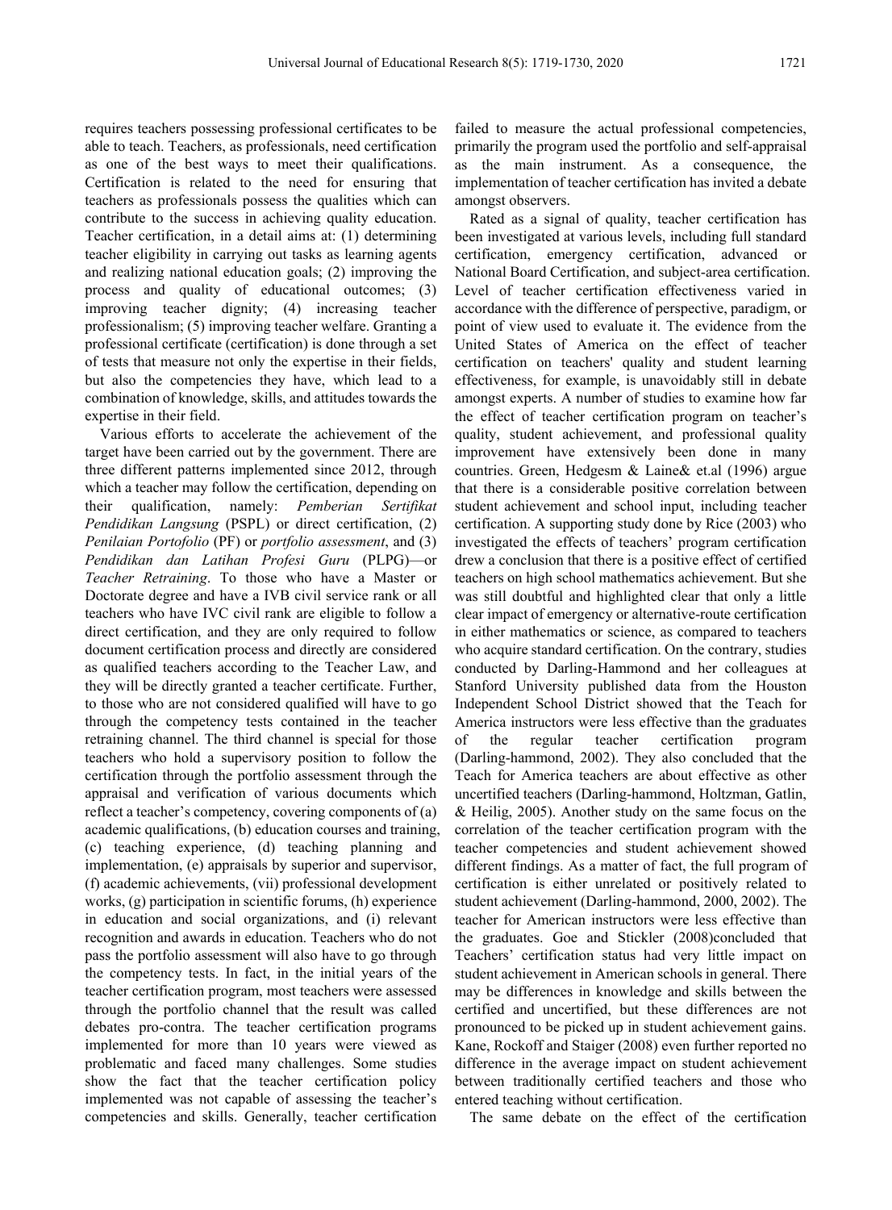requires teachers possessing professional certificates to be able to teach. Teachers, as professionals, need certification as one of the best ways to meet their qualifications. Certification is related to the need for ensuring that teachers as professionals possess the qualities which can contribute to the success in achieving quality education. Teacher certification, in a detail aims at: (1) determining teacher eligibility in carrying out tasks as learning agents and realizing national education goals; (2) improving the process and quality of educational outcomes; (3) improving teacher dignity; (4) increasing teacher professionalism; (5) improving teacher welfare. Granting a professional certificate (certification) is done through a set of tests that measure not only the expertise in their fields, but also the competencies they have, which lead to a combination of knowledge, skills, and attitudes towards the expertise in their field.

Various efforts to accelerate the achievement of the target have been carried out by the government. There are three different patterns implemented since 2012, through which a teacher may follow the certification, depending on their qualification, namely: *Pemberian Sertifikat Pendidikan Langsung* (PSPL) or direct certification, (2) *Penilaian Portofolio* (PF) or *portfolio assessment*, and (3) *Pendidikan dan Latihan Profesi Guru* (PLPG)—or *Teacher Retraining*. To those who have a Master or Doctorate degree and have a IVB civil service rank or all teachers who have IVC civil rank are eligible to follow a direct certification, and they are only required to follow document certification process and directly are considered as qualified teachers according to the Teacher Law, and they will be directly granted a teacher certificate. Further, to those who are not considered qualified will have to go through the competency tests contained in the teacher retraining channel. The third channel is special for those teachers who hold a supervisory position to follow the certification through the portfolio assessment through the appraisal and verification of various documents which reflect a teacher's competency, covering components of (a) academic qualifications, (b) education courses and training, (c) teaching experience, (d) teaching planning and implementation, (e) appraisals by superior and supervisor, (f) academic achievements, (vii) professional development works, (g) participation in scientific forums, (h) experience in education and social organizations, and (i) relevant recognition and awards in education. Teachers who do not pass the portfolio assessment will also have to go through the competency tests. In fact, in the initial years of the teacher certification program, most teachers were assessed through the portfolio channel that the result was called debates pro-contra. The teacher certification programs implemented for more than 10 years were viewed as problematic and faced many challenges. Some studies show the fact that the teacher certification policy implemented was not capable of assessing the teacher's competencies and skills. Generally, teacher certification failed to measure the actual professional competencies, primarily the program used the portfolio and self-appraisal as the main instrument. As a consequence, the implementation of teacher certification has invited a debate amongst observers.

Rated as a signal of quality, teacher certification has been investigated at various levels, including full standard certification, emergency certification, advanced or National Board Certification, and subject-area certification. Level of teacher certification effectiveness varied in accordance with the difference of perspective, paradigm, or point of view used to evaluate it. The evidence from the United States of America on the effect of teacher certification on teachers' quality and student learning effectiveness, for example, is unavoidably still in debate amongst experts. A number of studies to examine how far the effect of teacher certification program on teacher's quality, student achievement, and professional quality improvement have extensively been done in many countries. Green, Hedgesm & Laine& et.al (1996) argue that there is a considerable positive correlation between student achievement and school input, including teacher certification. A supporting study done by Rice (2003) who investigated the effects of teachers' program certification drew a conclusion that there is a positive effect of certified teachers on high school mathematics achievement. But she was still doubtful and highlighted clear that only a little clear impact of emergency or alternative-route certification in either mathematics or science, as compared to teachers who acquire standard certification. On the contrary, studies conducted by Darling-Hammond and her colleagues at Stanford University published data from the Houston Independent School District showed that the Teach for America instructors were less effective than the graduates of the regular teacher certification program (Darling-hammond, 2002). They also concluded that the Teach for America teachers are about effective as other uncertified teachers (Darling-hammond, Holtzman, Gatlin, & Heilig, 2005). Another study on the same focus on the correlation of the teacher certification program with the teacher competencies and student achievement showed different findings. As a matter of fact, the full program of certification is either unrelated or positively related to student achievement (Darling-hammond, 2000, 2002). The teacher for American instructors were less effective than the graduates. Goe and Stickler (2008)concluded that Teachers' certification status had very little impact on student achievement in American schools in general. There may be differences in knowledge and skills between the certified and uncertified, but these differences are not pronounced to be picked up in student achievement gains. Kane, Rockoff and Staiger (2008) even further reported no difference in the average impact on student achievement between traditionally certified teachers and those who entered teaching without certification.

The same debate on the effect of the certification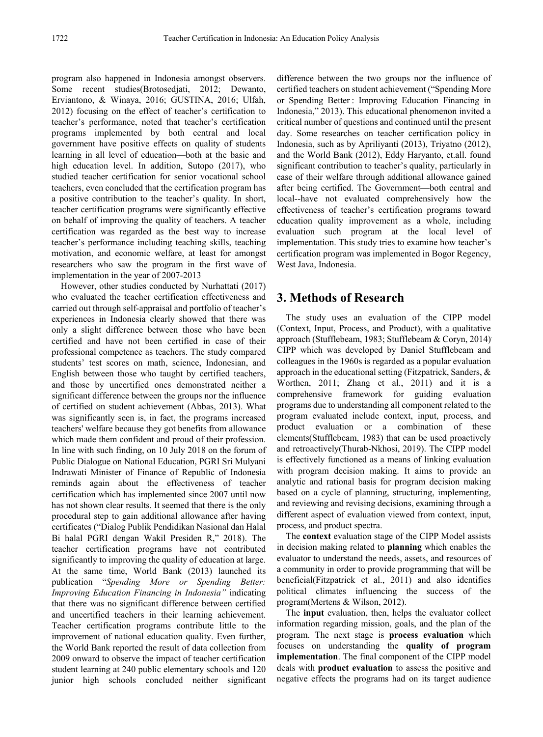program also happened in Indonesia amongst observers. Some recent studies(Brotosedjati, 2012; Dewanto, Erviantono, & Winaya, 2016; GUSTINA, 2016; Ulfah, 2012) focusing on the effect of teacher's certification to teacher's performance, noted that teacher's certification programs implemented by both central and local government have positive effects on quality of students learning in all level of education—both at the basic and high education level. In addition, Sutopo (2017), who studied teacher certification for senior vocational school teachers, even concluded that the certification program has a positive contribution to the teacher's quality. In short, teacher certification programs were significantly effective on behalf of improving the quality of teachers. A teacher certification was regarded as the best way to increase teacher's performance including teaching skills, teaching motivation, and economic welfare, at least for amongst researchers who saw the program in the first wave of implementation in the year of 2007-2013

However, other studies conducted by Nurhattati (2017) who evaluated the teacher certification effectiveness and carried out through self-appraisal and portfolio of teacher's experiences in Indonesia clearly showed that there was only a slight difference between those who have been certified and have not been certified in case of their professional competence as teachers. The study compared students' test scores on math, science, Indonesian, and English between those who taught by certified teachers, and those by uncertified ones demonstrated neither a significant difference between the groups nor the influence of certified on student achievement (Abbas, 2013). What was significantly seen is, in fact, the programs increased teachers' welfare because they got benefits from allowance which made them confident and proud of their profession. In line with such finding, on 10 July 2018 on the forum of Public Dialogue on National Education, PGRI Sri Mulyani Indrawati Minister of Finance of Republic of Indonesia reminds again about the effectiveness of teacher certification which has implemented since 2007 until now has not shown clear results. It seemed that there is the only procedural step to gain additional allowance after having certificates ("Dialog Publik Pendidikan Nasional dan Halal Bi halal PGRI dengan Wakil Presiden R," 2018). The teacher certification programs have not contributed significantly to improving the quality of education at large. At the same time, World Bank (2013) launched its publication "*Spending More or Spending Better: Improving Education Financing in Indonesia"* indicating that there was no significant difference between certified and uncertified teachers in their learning achievement. Teacher certification programs contribute little to the improvement of national education quality. Even further, the World Bank reported the result of data collection from 2009 onward to observe the impact of teacher certification student learning at 240 public elementary schools and 120 junior high schools concluded neither significant difference between the two groups nor the influence of certified teachers on student achievement ("Spending More or Spending Better : Improving Education Financing in Indonesia," 2013). This educational phenomenon invited a critical number of questions and continued until the present day. Some researches on teacher certification policy in Indonesia, such as by Apriliyanti (2013), Triyatno (2012), and the World Bank (2012), Eddy Haryanto, et.all. found significant contribution to teacher's quality, particularly in case of their welfare through additional allowance gained after being certified. The Government—both central and local--have not evaluated comprehensively how the effectiveness of teacher's certification programs toward education quality improvement as a whole, including evaluation such program at the local level of implementation. This study tries to examine how teacher's certification program was implemented in Bogor Regency, West Java, Indonesia.

## 3. Methods of Research

The study uses an evaluation of the CIPP model (Context, Input, Process, and Product), with a qualitative approach (Stufflebeam, 1983; Stufflebeam & Coryn, 2014). CIPP which was developed by Daniel Stufflebeam and colleagues in the 1960s is regarded as a popular evaluation approach in the educational setting (Fitzpatrick, Sanders, & Worthen, 2011; Zhang et al., 2011) and it is a comprehensive framework for guiding evaluation programs due to understanding all component related to the program evaluated include context, input, process, and product evaluation or a combination of these elements(Stufflebeam, 1983) that can be used proactively and retroactively(Thurab-Nkhosi, 2019). The CIPP model is effectively functioned as a means of linking evaluation with program decision making. It aims to provide an analytic and rational basis for program decision making based on a cycle of planning, structuring, implementing, and reviewing and revising decisions, examining through a different aspect of evaluation viewed from context, input, process, and product spectra.

The **context** evaluation stage of the CIPP Model assists in decision making related to **planning** which enables the evaluator to understand the needs, assets, and resources of a community in order to provide programming that will be beneficial(Fitzpatrick et al., 2011) and also identifies political climates influencing the success of the program(Mertens & Wilson, 2012).

The **input** evaluation, then, helps the evaluator collect information regarding mission, goals, and the plan of the program. The next stage is **process evaluation** which focuses on understanding the **quality of program implementation**. The final component of the CIPP model deals with **product evaluation** to assess the positive and negative effects the programs had on its target audience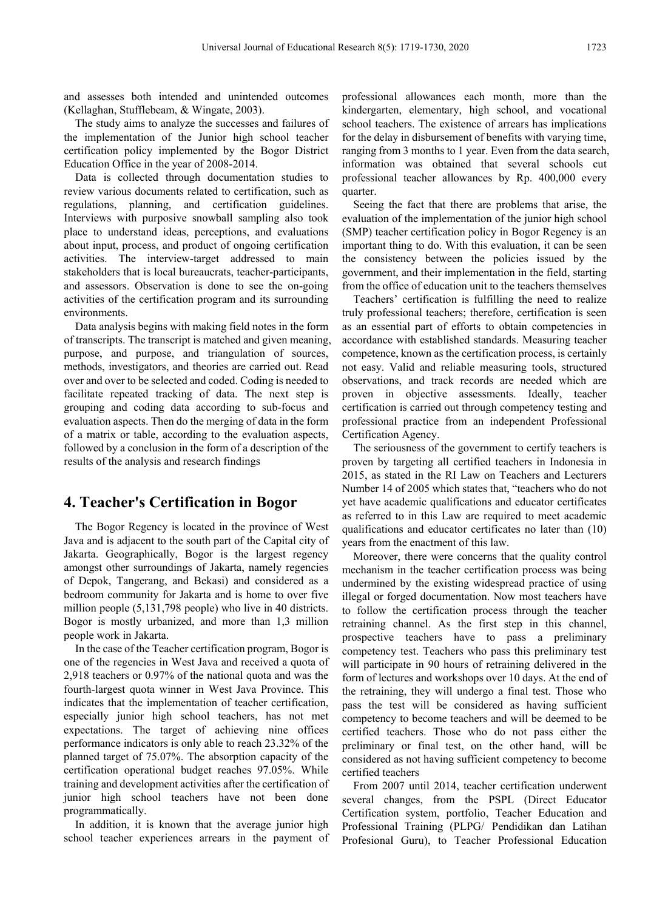and assesses both intended and unintended outcomes (Kellaghan, Stufflebeam, & Wingate, 2003).

The study aims to analyze the successes and failures of the implementation of the Junior high school teacher certification policy implemented by the Bogor District Education Office in the year of 2008-2014.

Data is collected through documentation studies to review various documents related to certification, such as regulations, planning, and certification guidelines. Interviews with purposive snowball sampling also took place to understand ideas, perceptions, and evaluations about input, process, and product of ongoing certification activities. The interview-target addressed to main stakeholders that is local bureaucrats, teacher-participants, and assessors. Observation is done to see the on-going activities of the certification program and its surrounding environments.

Data analysis begins with making field notes in the form of transcripts. The transcript is matched and given meaning, purpose, and purpose, and triangulation of sources, methods, investigators, and theories are carried out. Read over and over to be selected and coded. Coding is needed to facilitate repeated tracking of data. The next step is grouping and coding data according to sub-focus and evaluation aspects. Then do the merging of data in the form of a matrix or table, according to the evaluation aspects, followed by a conclusion in the form of a description of the results of the analysis and research findings

## 4. Teacher's Certification in Bogor

The Bogor Regency is located in the province of West Java and is adjacent to the south part of the Capital city of Jakarta. Geographically, Bogor is the largest regency amongst other surroundings of Jakarta, namely regencies of Depok, Tangerang, and Bekasi) and considered as a bedroom community for Jakarta and is home to over five million people (5,131,798 people) who live in 40 districts. Bogor is mostly urbanized, and more than 1,3 million people work in Jakarta.

In the case of the Teacher certification program, Bogor is one of the regencies in West Java and received a quota of 2,918 teachers or 0.97% of the national quota and was the fourth-largest quota winner in West Java Province. This indicates that the implementation of teacher certification, especially junior high school teachers, has not met expectations. The target of achieving nine offices performance indicators is only able to reach 23.32% of the planned target of 75.07%. The absorption capacity of the certification operational budget reaches 97.05%. While training and development activities after the certification of junior high school teachers have not been done programmatically.

In addition, it is known that the average junior high school teacher experiences arrears in the payment of professional allowances each month, more than the kindergarten, elementary, high school, and vocational school teachers. The existence of arrears has implications for the delay in disbursement of benefits with varying time, ranging from 3 months to 1 year. Even from the data search, information was obtained that several schools cut professional teacher allowances by Rp. 400,000 every quarter.

Seeing the fact that there are problems that arise, the evaluation of the implementation of the junior high school (SMP) teacher certification policy in Bogor Regency is an important thing to do. With this evaluation, it can be seen the consistency between the policies issued by the government, and their implementation in the field, starting from the office of education unit to the teachers themselves

Teachers' certification is fulfilling the need to realize truly professional teachers; therefore, certification is seen as an essential part of efforts to obtain competencies in accordance with established standards. Measuring teacher competence, known as the certification process, is certainly not easy. Valid and reliable measuring tools, structured observations, and track records are needed which are proven in objective assessments. Ideally, teacher certification is carried out through competency testing and professional practice from an independent Professional Certification Agency.

The seriousness of the government to certify teachers is proven by targeting all certified teachers in Indonesia in 2015, as stated in the RI Law on Teachers and Lecturers Number 14 of 2005 which states that, "teachers who do not yet have academic qualifications and educator certificates as referred to in this Law are required to meet academic qualifications and educator certificates no later than (10) years from the enactment of this law.

Moreover, there were concerns that the quality control mechanism in the teacher certification process was being undermined by the existing widespread practice of using illegal or forged documentation. Now most teachers have to follow the certification process through the teacher retraining channel. As the first step in this channel, prospective teachers have to pass a preliminary competency test. Teachers who pass this preliminary test will participate in 90 hours of retraining delivered in the form of lectures and workshops over 10 days. At the end of the retraining, they will undergo a final test. Those who pass the test will be considered as having sufficient competency to become teachers and will be deemed to be certified teachers. Those who do not pass either the preliminary or final test, on the other hand, will be considered as not having sufficient competency to become certified teachers

From 2007 until 2014, teacher certification underwent several changes, from the PSPL (Direct Educator Certification system, portfolio, Teacher Education and Professional Training (PLPG/ Pendidikan dan Latihan Profesional Guru), to Teacher Professional Education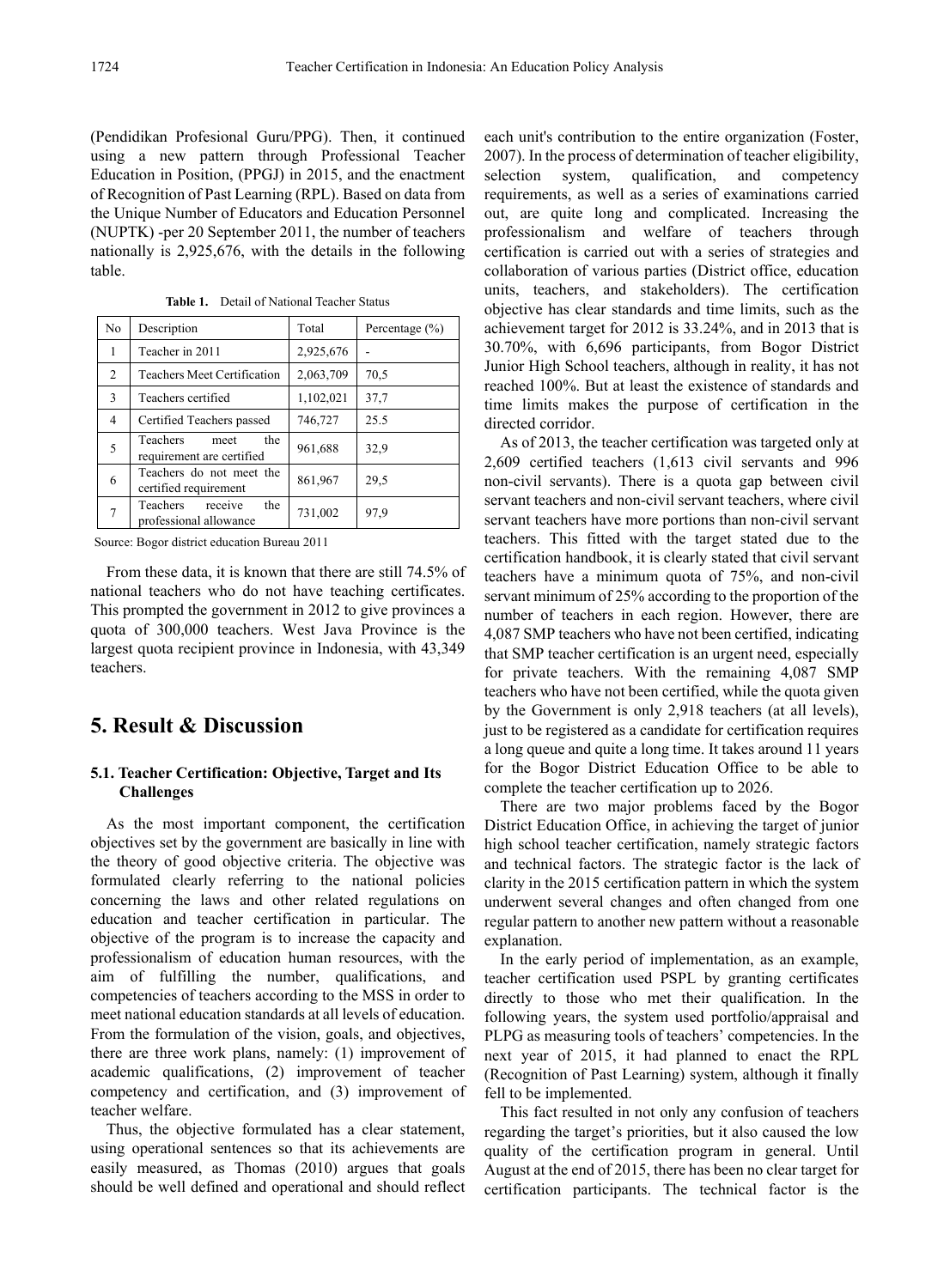(Pendidikan Profesional Guru/PPG). Then, it continued using a new pattern through Professional Teacher Education in Position, (PPGJ) in 2015, and the enactment of Recognition of Past Learning (RPL). Based on data from the Unique Number of Educators and Education Personnel (NUPTK) -per 20 September 2011, the number of teachers nationally is 2,925,676, with the details in the following table.

**Table 1.** Detail of National Teacher Status

| No | Description | Total | Percentage (%) |
|---|---|---|---|
| 1 | Teacher in 2011 | 2,925,676 | - |
| 2 | Teachers Meet Certification | 2,063,709 | 70,5 |
| 3 | Teachers certified | 1,102,021 | 37,7 |
| 4 | Certified Teachers passed | 746,727 | 25.5 |
| 5 | Teachers meet the requirement are certified | 961,688 | 32,9 |
| 6 | Teachers do not meet the certified requirement | 861,967 | 29,5 |
| 7 | Teachers receive the professional allowance | 731,002 | 97,9 |

Source: Bogor district education Bureau 2011

From these data, it is known that there are still 74.5% of national teachers who do not have teaching certificates. This prompted the government in 2012 to give provinces a quota of 300,000 teachers. West Java Province is the largest quota recipient province in Indonesia, with 43,349 teachers.

## 5. Result & Discussion

### 5.1. Teacher Certification: Objective, Target and Its Challenges

As the most important component, the certification objectives set by the government are basically in line with the theory of good objective criteria. The objective was formulated clearly referring to the national policies concerning the laws and other related regulations on education and teacher certification in particular. The objective of the program is to increase the capacity and professionalism of education human resources, with the aim of fulfilling the number, qualifications, and competencies of teachers according to the MSS in order to meet national education standards at all levels of education. From the formulation of the vision, goals, and objectives, there are three work plans, namely: (1) improvement of academic qualifications, (2) improvement of teacher competency and certification, and (3) improvement of teacher welfare.

Thus, the objective formulated has a clear statement, using operational sentences so that its achievements are easily measured, as Thomas (2010) argues that goals should be well defined and operational and should reflect each unit's contribution to the entire organization (Foster, 2007). In the process of determination of teacher eligibility, selection system, qualification, and competency requirements, as well as a series of examinations carried out, are quite long and complicated. Increasing the professionalism and welfare of teachers through certification is carried out with a series of strategies and collaboration of various parties (District office, education units, teachers, and stakeholders). The certification objective has clear standards and time limits, such as the achievement target for 2012 is 33.24%, and in 2013 that is 30.70%, with 6,696 participants, from Bogor District Junior High School teachers, although in reality, it has not reached 100%. But at least the existence of standards and time limits makes the purpose of certification in the directed corridor.

As of 2013, the teacher certification was targeted only at 2,609 certified teachers (1,613 civil servants and 996 non-civil servants). There is a quota gap between civil servant teachers and non-civil servant teachers, where civil servant teachers have more portions than non-civil servant teachers. This fitted with the target stated due to the certification handbook, it is clearly stated that civil servant teachers have a minimum quota of 75%, and non-civil servant minimum of 25% according to the proportion of the number of teachers in each region. However, there are 4,087 SMP teachers who have not been certified, indicating that SMP teacher certification is an urgent need, especially for private teachers. With the remaining 4,087 SMP teachers who have not been certified, while the quota given by the Government is only 2,918 teachers (at all levels), just to be registered as a candidate for certification requires a long queue and quite a long time. It takes around 11 years for the Bogor District Education Office to be able to complete the teacher certification up to 2026.

There are two major problems faced by the Bogor District Education Office, in achieving the target of junior high school teacher certification, namely strategic factors and technical factors. The strategic factor is the lack of clarity in the 2015 certification pattern in which the system underwent several changes and often changed from one regular pattern to another new pattern without a reasonable explanation.

In the early period of implementation, as an example, teacher certification used PSPL by granting certificates directly to those who met their qualification. In the following years, the system used portfolio/appraisal and PLPG as measuring tools of teachers' competencies. In the next year of 2015, it had planned to enact the RPL (Recognition of Past Learning) system, although it finally fell to be implemented.

This fact resulted in not only any confusion of teachers regarding the target's priorities, but it also caused the low quality of the certification program in general. Until August at the end of 2015, there has been no clear target for certification participants. The technical factor is the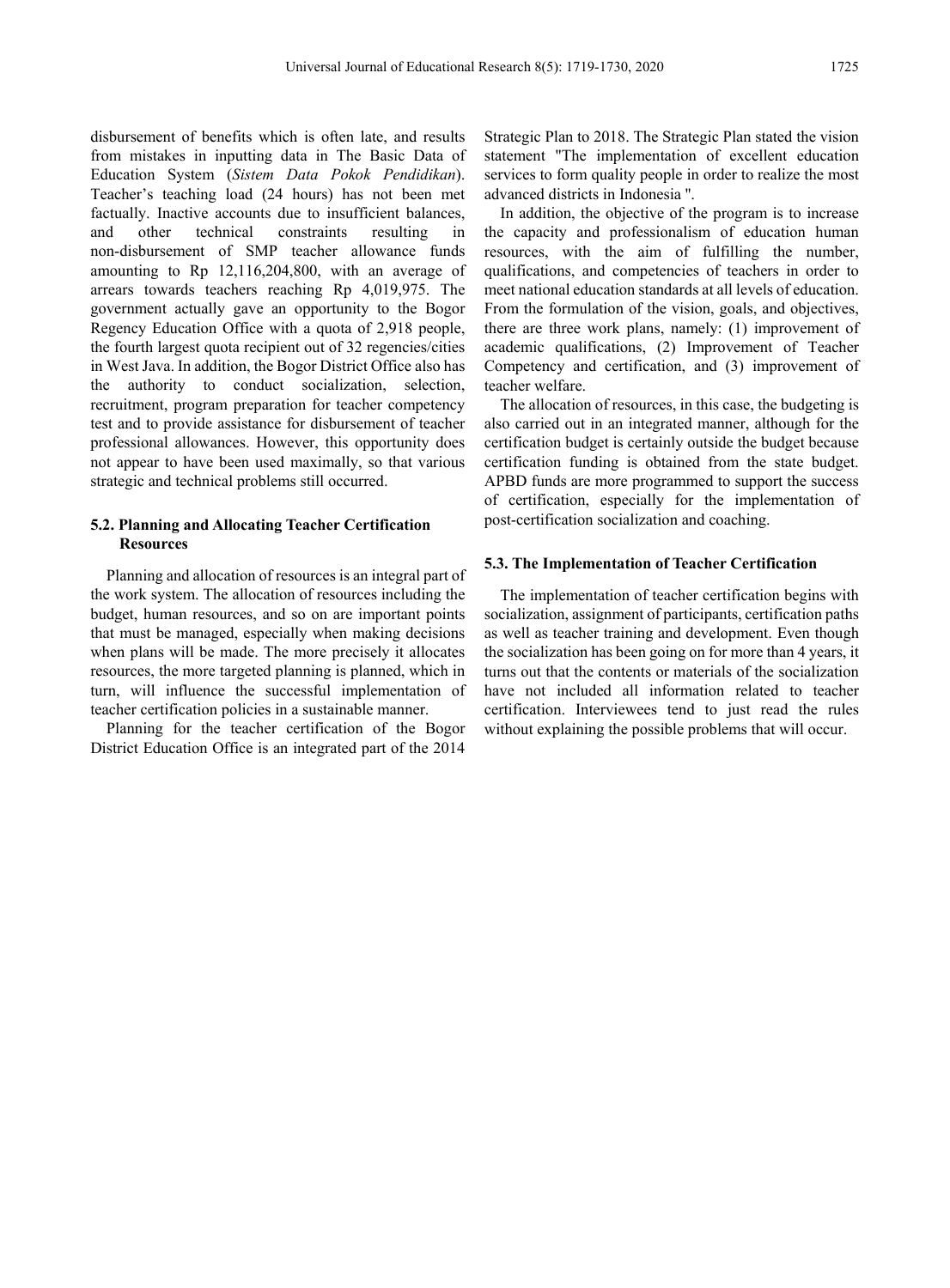disbursement of benefits which is often late, and results from mistakes in inputting data in The Basic Data of Education System (*Sistem Data Pokok Pendidikan*). Teacher's teaching load (24 hours) has not been met factually. Inactive accounts due to insufficient balances, and other technical constraints resulting in non-disbursement of SMP teacher allowance funds amounting to Rp 12,116,204,800, with an average of arrears towards teachers reaching Rp 4,019,975. The government actually gave an opportunity to the Bogor Regency Education Office with a quota of 2,918 people, the fourth largest quota recipient out of 32 regencies/cities in West Java. In addition, the Bogor District Office also has the authority to conduct socialization, selection, recruitment, program preparation for teacher competency test and to provide assistance for disbursement of teacher professional allowances. However, this opportunity does not appear to have been used maximally, so that various strategic and technical problems still occurred.

### 5.2. Planning and Allocating Teacher Certification Resources

Planning and allocation of resources is an integral part of the work system. The allocation of resources including the budget, human resources, and so on are important points that must be managed, especially when making decisions when plans will be made. The more precisely it allocates resources, the more targeted planning is planned, which in turn, will influence the successful implementation of teacher certification policies in a sustainable manner.

Planning for the teacher certification of the Bogor District Education Office is an integrated part of the 2014 Strategic Plan to 2018. The Strategic Plan stated the vision statement "The implementation of excellent education services to form quality people in order to realize the most advanced districts in Indonesia ".

In addition, the objective of the program is to increase the capacity and professionalism of education human resources, with the aim of fulfilling the number, qualifications, and competencies of teachers in order to meet national education standards at all levels of education. From the formulation of the vision, goals, and objectives, there are three work plans, namely: (1) improvement of academic qualifications, (2) Improvement of Teacher Competency and certification, and (3) improvement of teacher welfare.

The allocation of resources, in this case, the budgeting is also carried out in an integrated manner, although for the certification budget is certainly outside the budget because certification funding is obtained from the state budget. APBD funds are more programmed to support the success of certification, especially for the implementation of post-certification socialization and coaching.

### 5.3. The Implementation of Teacher Certification

The implementation of teacher certification begins with socialization, assignment of participants, certification paths as well as teacher training and development. Even though the socialization has been going on for more than 4 years, it turns out that the contents or materials of the socialization have not included all information related to teacher certification. Interviewees tend to just read the rules without explaining the possible problems that will occur.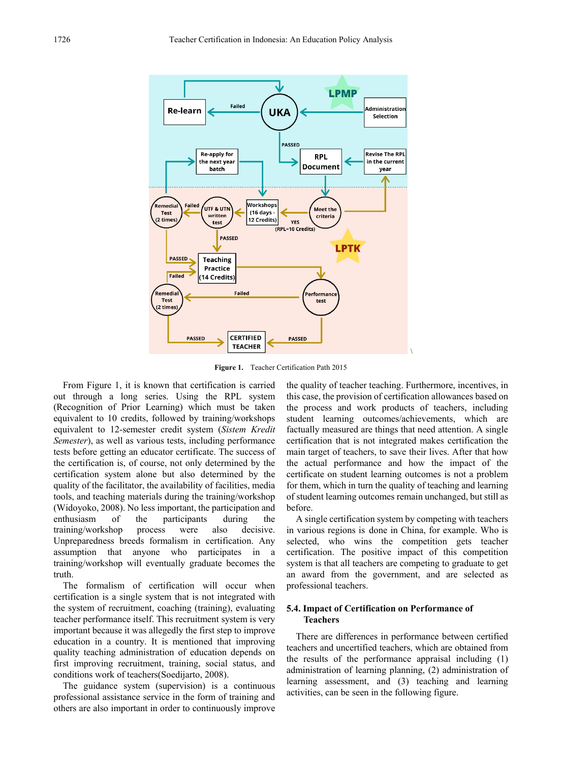**Figure 1.** Teacher Certification Path 2015

From Figure 1, it is known that certification is carried out through a long series. Using the RPL system (Recognition of Prior Learning) which must be taken equivalent to 10 credits, followed by training/workshops equivalent to 12-semester credit system (*Sistem Kredit Semester*), as well as various tests, including performance tests before getting an educator certificate. The success of the certification is, of course, not only determined by the certification system alone but also determined by the quality of the facilitator, the availability of facilities, media tools, and teaching materials during the training/workshop (Widoyoko, 2008). No less important, the participation and enthusiasm of the participants during the training/workshop process were also decisive. Unpreparedness breeds formalism in certification. Any assumption that anyone who participates in a training/workshop will eventually graduate becomes the truth.

The formalism of certification will occur when certification is a single system that is not integrated with the system of recruitment, coaching (training), evaluating teacher performance itself. This recruitment system is very important because it was allegedly the first step to improve education in a country. It is mentioned that improving quality teaching administration of education depends on first improving recruitment, training, social status, and conditions work of teachers(Soedijarto, 2008).

The guidance system (supervision) is a continuous professional assistance service in the form of training and others are also important in order to continuously improve the quality of teacher teaching. Furthermore, incentives, in this case, the provision of certification allowances based on the process and work products of teachers, including student learning outcomes/achievements, which are factually measured are things that need attention. A single certification that is not integrated makes certification the main target of teachers, to save their lives. After that how the actual performance and how the impact of the certificate on student learning outcomes is not a problem for them, which in turn the quality of teaching and learning of student learning outcomes remain unchanged, but still as before.

A single certification system by competing with teachers in various regions is done in China, for example. Who is selected, who wins the competition gets teacher certification. The positive impact of this competition system is that all teachers are competing to graduate to get an award from the government, and are selected as professional teachers.

### 5.4. Impact of Certification on Performance of Teachers

There are differences in performance between certified teachers and uncertified teachers, which are obtained from the results of the performance appraisal including (1) administration of learning planning, (2) administration of learning assessment, and (3) teaching and learning activities, can be seen in the following figure.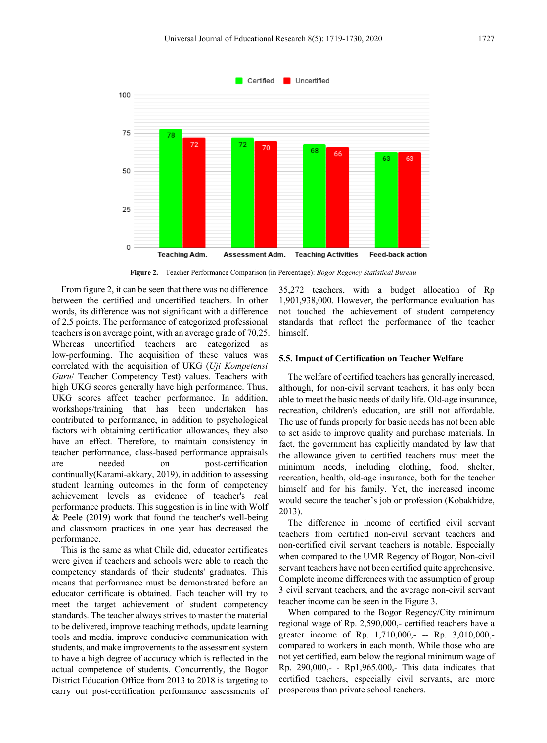Figure 2. Teacher Performance Comparison (in Percentage): *Bogor Regency Statistical Bureau*

From figure 2, it can be seen that there was no difference between the certified and uncertified teachers. In other words, its difference was not significant with a difference of 2,5 points. The performance of categorized professional teachers is on average point, with an average grade of 70,25. Whereas uncertified teachers are categorized as low-performing. The acquisition of these values was correlated with the acquisition of UKG (*Uji Kompetensi Guru*/ Teacher Competency Test) values. Teachers with high UKG scores generally have high performance. Thus, UKG scores affect teacher performance. In addition, workshops/training that has been undertaken has contributed to performance, in addition to psychological factors with obtaining certification allowances, they also have an effect. Therefore, to maintain consistency in teacher performance, class-based performance appraisals are needed on post-certification continually(Karami-akkary, 2019), in addition to assessing student learning outcomes in the form of competency achievement levels as evidence of teacher's real performance products. This suggestion is in line with Wolf & Peele (2019) work that found the teacher's well-being and classroom practices in one year has decreased the performance.

This is the same as what Chile did, educator certificates were given if teachers and schools were able to reach the competency standards of their students' graduates. This means that performance must be demonstrated before an educator certificate is obtained. Each teacher will try to meet the target achievement of student competency standards. The teacher always strives to master the material to be delivered, improve teaching methods, update learning tools and media, improve conducive communication with students, and make improvements to the assessment system to have a high degree of accuracy which is reflected in the actual competence of students. Concurrently, the Bogor District Education Office from 2013 to 2018 is targeting to carry out post-certification performance assessments of 35,272 teachers, with a budget allocation of Rp 1,901,938,000. However, the performance evaluation has not touched the achievement of student competency standards that reflect the performance of the teacher himself.

### 5.5. Impact of Certification on Teacher Welfare

The welfare of certified teachers has generally increased, although, for non-civil servant teachers, it has only been able to meet the basic needs of daily life. Old-age insurance, recreation, children's education, are still not affordable. The use of funds properly for basic needs has not been able to set aside to improve quality and purchase materials. In fact, the government has explicitly mandated by law that the allowance given to certified teachers must meet the minimum needs, including clothing, food, shelter, recreation, health, old-age insurance, both for the teacher himself and for his family. Yet, the increased income would secure the teacher's job or profession (Kobakhidze, 2013).

The difference in income of certified civil servant teachers from certified non-civil servant teachers and non-certified civil servant teachers is notable. Especially when compared to the UMR Regency of Bogor, Non-civil servant teachers have not been certified quite apprehensive. Complete income differences with the assumption of group 3 civil servant teachers, and the average non-civil servant teacher income can be seen in the Figure 3.

When compared to the Bogor Regency/City minimum regional wage of Rp. 2,590,000,- certified teachers have a greater income of Rp. 1,710,000,- -- Rp. 3,010,000,- compared to workers in each month. While those who are not yet certified, earn below the regional minimum wage of Rp. 290,000,- - Rp1,965.000,- This data indicates that certified teachers, especially civil servants, are more prosperous than private school teachers.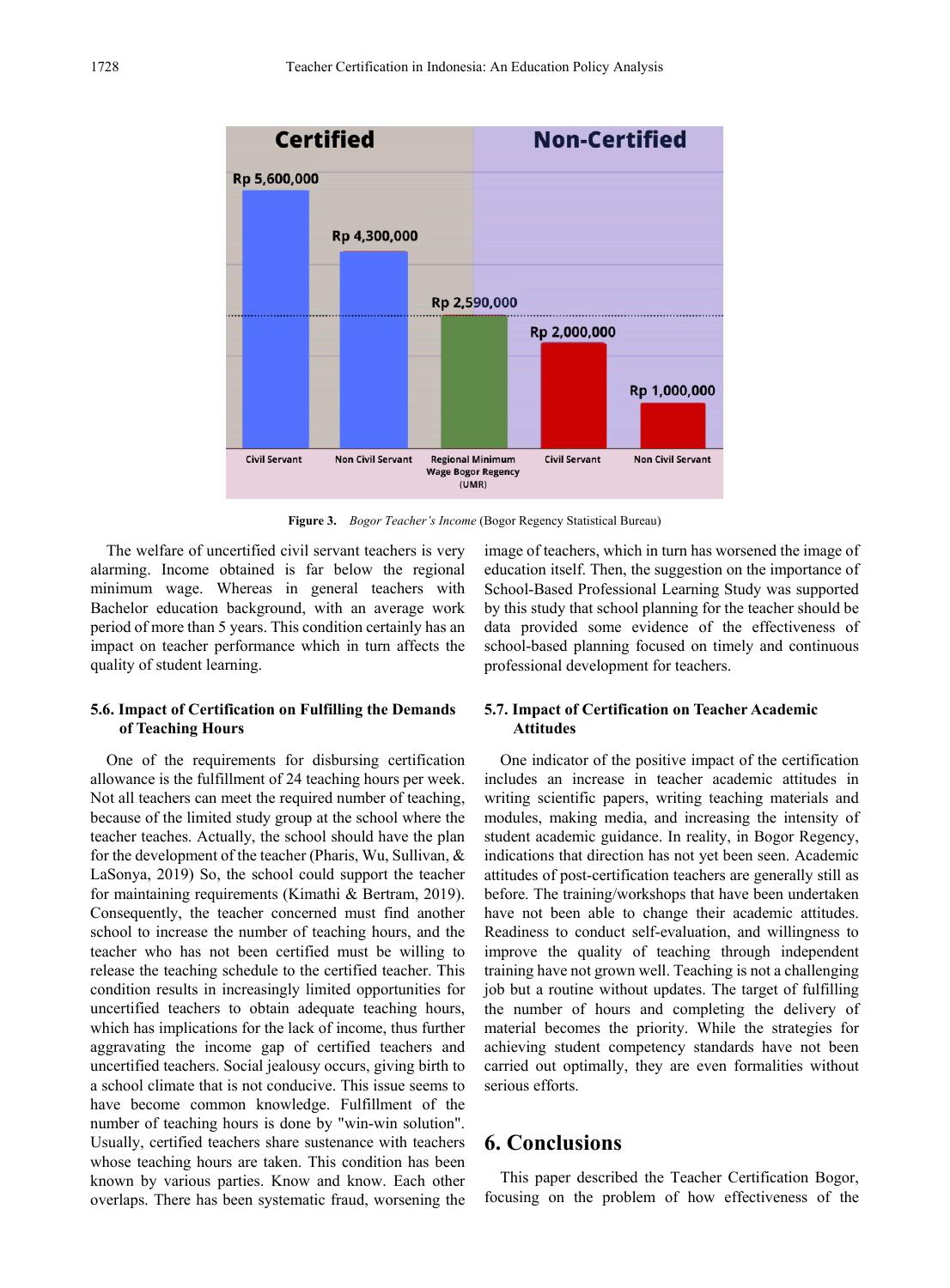Figure 3. *Bogor Teacher's Income* (Bogor Regency Statistical Bureau)

The welfare of uncertified civil servant teachers is very alarming. Income obtained is far below the regional minimum wage. Whereas in general teachers with Bachelor education background, with an average work period of more than 5 years. This condition certainly has an impact on teacher performance which in turn affects the quality of student learning.

### 5.6. Impact of Certification on Fulfilling the Demands of Teaching Hours

One of the requirements for disbursing certification allowance is the fulfillment of 24 teaching hours per week. Not all teachers can meet the required number of teaching, because of the limited study group at the school where the teacher teaches. Actually, the school should have the plan for the development of the teacher (Pharis, Wu, Sullivan, & LaSonya, 2019) So, the school could support the teacher for maintaining requirements (Kimathi & Bertram, 2019). Consequently, the teacher concerned must find another school to increase the number of teaching hours, and the teacher who has not been certified must be willing to release the teaching schedule to the certified teacher. This condition results in increasingly limited opportunities for uncertified teachers to obtain adequate teaching hours, which has implications for the lack of income, thus further aggravating the income gap of certified teachers and uncertified teachers. Social jealousy occurs, giving birth to a school climate that is not conducive. This issue seems to have become common knowledge. Fulfillment of the number of teaching hours is done by "win-win solution". Usually, certified teachers share sustenance with teachers whose teaching hours are taken. This condition has been known by various parties. Know and know. Each other overlaps. There has been systematic fraud, worsening the image of teachers, which in turn has worsened the image of education itself. Then, the suggestion on the importance of School-Based Professional Learning Study was supported by this study that school planning for the teacher should be data provided some evidence of the effectiveness of school-based planning focused on timely and continuous professional development for teachers.

### 5.7. Impact of Certification on Teacher Academic Attitudes

One indicator of the positive impact of the certification includes an increase in teacher academic attitudes in writing scientific papers, writing teaching materials and modules, making media, and increasing the intensity of student academic guidance. In reality, in Bogor Regency, indications that direction has not yet been seen. Academic attitudes of post-certification teachers are generally still as before. The training/workshops that have been undertaken have not been able to change their academic attitudes. Readiness to conduct self-evaluation, and willingness to improve the quality of teaching through independent training have not grown well. Teaching is not a challenging job but a routine without updates. The target of fulfilling the number of hours and completing the delivery of material becomes the priority. While the strategies for achieving student competency standards have not been carried out optimally, they are even formalities without serious efforts.

## 6. Conclusions

This paper described the Teacher Certification Bogor, focusing on the problem of how effectiveness of the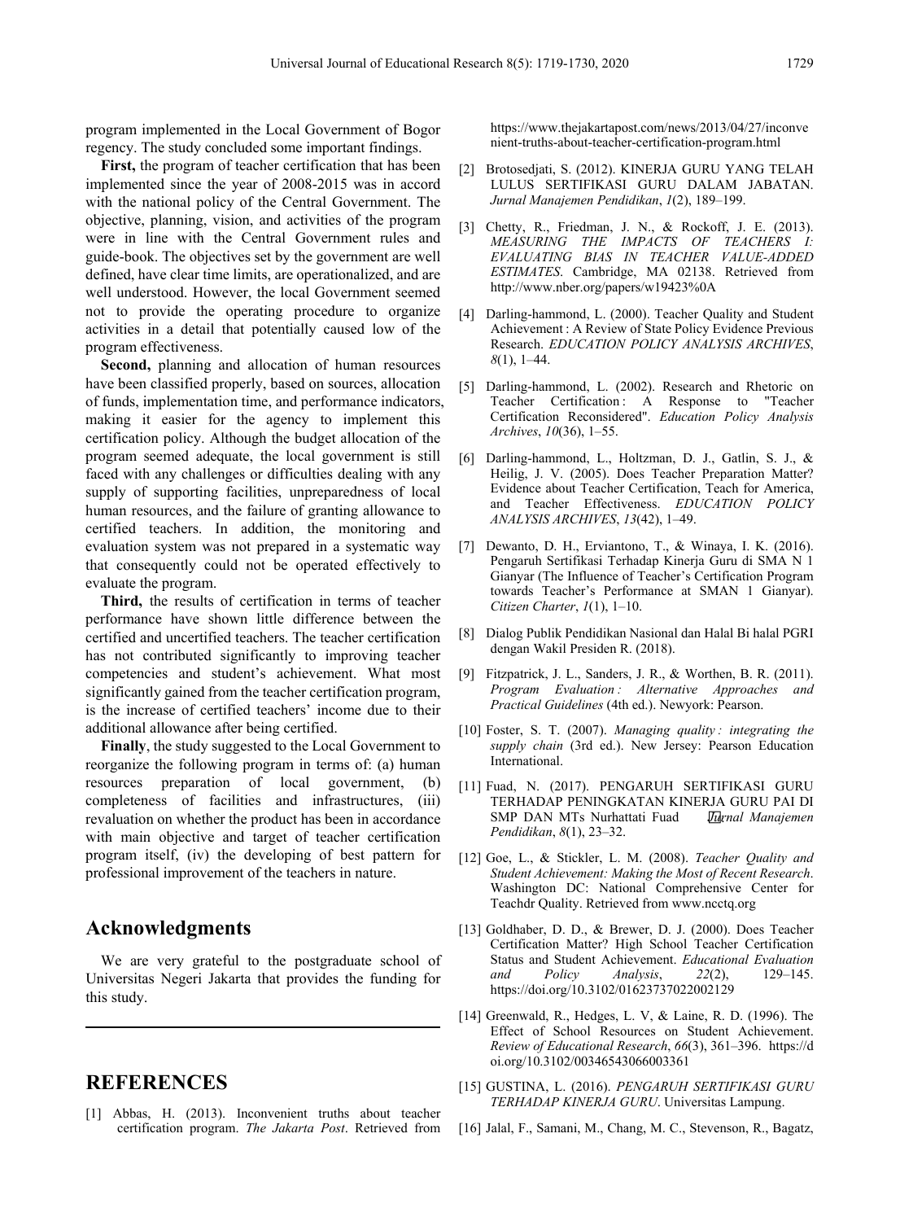program implemented in the Local Government of Bogor regency. The study concluded some important findings.

**First,** the program of teacher certification that has been implemented since the year of 2008-2015 was in accord with the national policy of the Central Government. The objective, planning, vision, and activities of the program were in line with the Central Government rules and guide-book. The objectives set by the government are well defined, have clear time limits, are operationalized, and are well understood. However, the local Government seemed not to provide the operating procedure to organize activities in a detail that potentially caused low of the program effectiveness.

**Second,** planning and allocation of human resources have been classified properly, based on sources, allocation of funds, implementation time, and performance indicators, making it easier for the agency to implement this certification policy. Although the budget allocation of the program seemed adequate, the local government is still faced with any challenges or difficulties dealing with any supply of supporting facilities, unpreparedness of local human resources, and the failure of granting allowance to certified teachers. In addition, the monitoring and evaluation system was not prepared in a systematic way that consequently could not be operated effectively to evaluate the program.

**Third,** the results of certification in terms of teacher performance have shown little difference between the certified and uncertified teachers. The teacher certification has not contributed significantly to improving teacher competencies and student's achievement. What most significantly gained from the teacher certification program, is the increase of certified teachers' income due to their additional allowance after being certified.

**Finally**, the study suggested to the Local Government to reorganize the following program in terms of: (a) human resources preparation of local government, (b) completeness of facilities and infrastructures, (iii) revaluation on whether the product has been in accordance with main objective and target of teacher certification program itself, (iv) the developing of best pattern for professional improvement of the teachers in nature.

## Acknowledgments

We are very grateful to the postgraduate school of Universitas Negeri Jakarta that provides the funding for this study.

## REFERENCES

[1] Abbas, H. (2013). Inconvenient truths about teacher certification program. *The Jakarta Post*. Retrieved from https://www.thejakartapost.com/news/2013/04/27/inconvenient-truths-about-teacher-certification-program.html

[2] Brotosedjati, S. (2012). KINERJA GURU YANG TELAH LULUS SERTIFIKASI GURU DALAM JABATAN. *Jurnal Manajemen Pendidikan*, *1*(2), 189–199.

[3] Chetty, R., Friedman, J. N., & Rockoff, J. E. (2013). *MEASURING THE IMPACTS OF TEACHERS I: EVALUATING BIAS IN TEACHER VALUE-ADDED ESTIMATES*. Cambridge, MA 02138. Retrieved from http://www.nber.org/papers/w19423%0A

[4] Darling-hammond, L. (2000). Teacher Quality and Student Achievement : A Review of State Policy Evidence Previous Research. *EDUCATION POLICY ANALYSIS ARCHIVES*, *8*(1), 1–44.

[5] Darling-hammond, L. (2002). Research and Rhetoric on Teacher Certification : A Response to "Teacher Certification Reconsidered". *Education Policy Analysis Archives*, *10*(36), 1–55.

[6] Darling-hammond, L., Holtzman, D. J., Gatlin, S. J., & Heilig, J. V. (2005). Does Teacher Preparation Matter? Evidence about Teacher Certification, Teach for America, and Teacher Effectiveness. *EDUCATION POLICY ANALYSIS ARCHIVES*, *13*(42), 1–49.

[7] Dewanto, D. H., Erviantono, T., & Winaya, I. K. (2016). Pengaruh Sertifikasi Terhadap Kinerja Guru di SMA N 1 Gianyar (The Influence of Teacher's Certification Program towards Teacher's Performance at SMAN 1 Gianyar). *Citizen Charter*, *1*(1), 1–10.

[8] Dialog Publik Pendidikan Nasional dan Halal Bi halal PGRI dengan Wakil Presiden R. (2018).

[9] Fitzpatrick, J. L., Sanders, J. R., & Worthen, B. R. (2011). *Program Evaluation : Alternative Approaches and Practical Guidelines* (4th ed.). Newyork: Pearson.

[10] Foster, S. T. (2007). *Managing quality : integrating the supply chain* (3rd ed.). New Jersey: Pearson Education International.

[11] Fuad, N. (2017). PENGARUH SERTIFIKASI GURU TERHADAP PENINGKATAN KINERJA GURU PAI DI SMP DAN MTs Nurhattati Fuad *Jurnal Manajemen Pendidikan*, *8*(1), 23–32.

[12] Goe, L., & Stickler, L. M. (2008). *Teacher Quality and Student Achievement: Making the Most of Recent Research*. Washington DC: National Comprehensive Center for Teachdr Quality. Retrieved from www.ncctq.org

[13] Goldhaber, D. D., & Brewer, D. J. (2000). Does Teacher Certification Matter? High School Teacher Certification Status and Student Achievement. *Educational Evaluation and Policy Analysis*, *22*(2), 129–145. https://doi.org/10.3102/01623737022002129

[14] Greenwald, R., Hedges, L. V, & Laine, R. D. (1996). The Effect of School Resources on Student Achievement. *Review of Educational Research*, *66*(3), 361–396. https://doi.org/10.3102/00346543066003361

[15] GUSTINA, L. (2016). *PENGARUH SERTIFIKASI GURU TERHADAP KINERJA GURU*. Universitas Lampung.

[16] Jalal, F., Samani, M., Chang, M. C., Stevenson, R., Bagatz,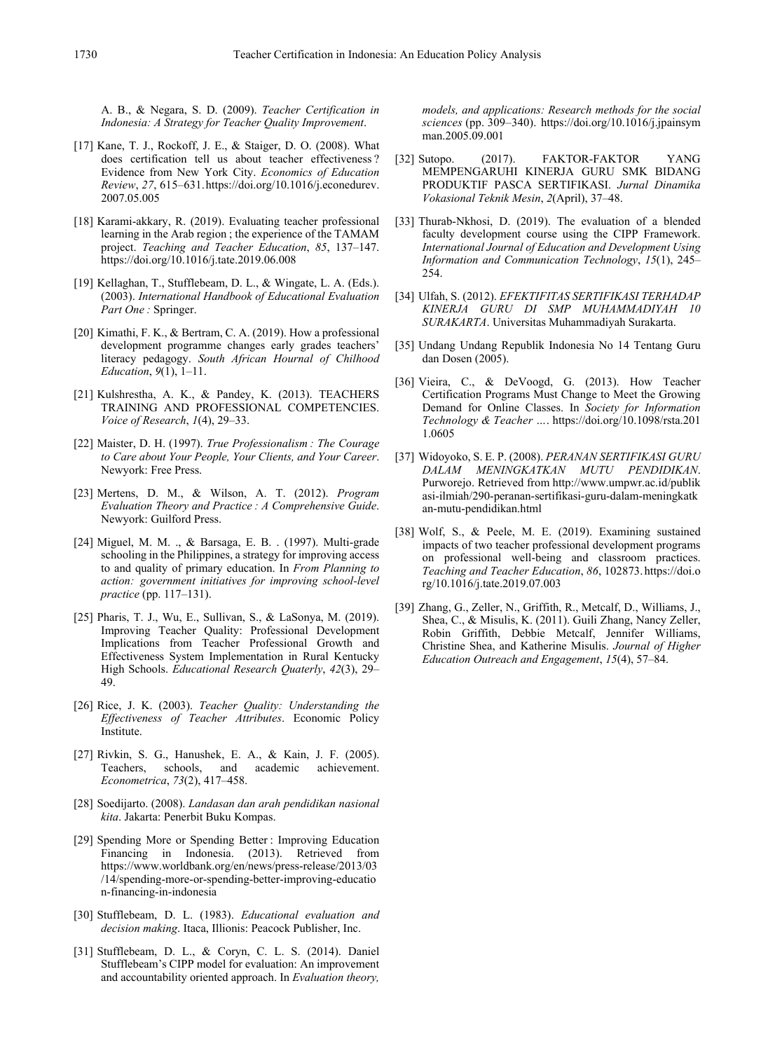A. B., & Negara, S. D. (2009). *Teacher Certification in Indonesia: A Strategy for Teacher Quality Improvement*.

[17] Kane, T. J., Rockoff, J. E., & Staiger, D. O. (2008). What does certification tell us about teacher effectiveness ? Evidence from New York City. *Economics of Education Review*, *27*, 615–631. https://doi.org/10.1016/j.econedurev.2007.05.005

[18] Karami-akkary, R. (2019). Evaluating teacher professional learning in the Arab region ; the experience of the TAMAM project. *Teaching and Teacher Education*, *85*, 137–147. https://doi.org/10.1016/j.tate.2019.06.008

[19] Kellaghan, T., Stufflebeam, D. L., & Wingate, L. A. (Eds.). (2003). *International Handbook of Educational Evaluation Part One :* Springer.

[20] Kimathi, F. K., & Bertram, C. A. (2019). How a professional development programme changes early grades teachers' literacy pedagogy. *South African Hournal of Chilhood Education*, *9*(1), 1–11.

[21] Kulshrestha, A. K., & Pandey, K. (2013). TEACHERS TRAINING AND PROFESSIONAL COMPETENCIES. *Voice of Research*, *1*(4), 29–33.

[22] Maister, D. H. (1997). *True Professionalism : The Courage to Care about Your People, Your Clients, and Your Career*. Newyork: Free Press.

[23] Mertens, D. M., & Wilson, A. T. (2012). *Program Evaluation Theory and Practice : A Comprehensive Guide*. Newyork: Guilford Press.

[24] Miguel, M. M. ., & Barsaga, E. B. . (1997). Multi-grade schooling in the Philippines, a strategy for improving access to and quality of primary education. In *From Planning to action: government initiatives for improving school-level practice* (pp. 117–131).

[25] Pharis, T. J., Wu, E., Sullivan, S., & LaSonya, M. (2019). Improving Teacher Quality: Professional Development Implications from Teacher Professional Growth and Effectiveness System Implementation in Rural Kentucky High Schools. *Educational Research Quaterly*, *42*(3), 29–49.

[26] Rice, J. K. (2003). *Teacher Quality: Understanding the Effectiveness of Teacher Attributes*. Economic Policy Institute.

[27] Rivkin, S. G., Hanushek, E. A., & Kain, J. F. (2005). Teachers, schools, and academic achievement. *Econometrica*, *73*(2), 417–458.

[28] Soedijarto. (2008). *Landasan dan arah pendidikan nasional kita*. Jakarta: Penerbit Buku Kompas.

[29] Spending More or Spending Better : Improving Education Financing in Indonesia. (2013). Retrieved from https://www.worldbank.org/en/news/press-release/2013/03/14/spending-more-or-spending-better-improving-education-financing-in-indonesia

[30] Stufflebeam, D. L. (1983). *Educational evaluation and decision making*. Itaca, Illionis: Peacock Publisher, Inc.

[31] Stufflebeam, D. L., & Coryn, C. L. S. (2014). Daniel Stufflebeam's CIPP model for evaluation: An improvement and accountability oriented approach. In *Evaluation theory, models, and applications: Research methods for the social sciences* (pp. 309–340). https://doi.org/10.1016/j.jpainsymman.2005.09.001

[32] Sutopo. (2017). FAKTOR-FAKTOR YANG MEMPENGARUHI KINERJA GURU SMK BIDANG PRODUKTIF PASCA SERTIFIKASI. *Jurnal Dinamika Vokasional Teknik Mesin*, *2*(April), 37–48.

[33] Thurab-Nkhosi, D. (2019). The evaluation of a blended faculty development course using the CIPP Framework. *International Journal of Education and Development Using Information and Communication Technology*, *15*(1), 245–254.

[34] Ulfah, S. (2012). *EFEKTIFITAS SERTIFIKASI TERHADAP KINERJA GURU DI SMP MUHAMMADIYAH 10 SURAKARTA*. Universitas Muhammadiyah Surakarta.

[35] Undang Undang Republik Indonesia No 14 Tentang Guru dan Dosen (2005).

[36] Vieira, C., & DeVoogd, G. (2013). How Teacher Certification Programs Must Change to Meet the Growing Demand for Online Classes. In *Society for Information Technology & Teacher …*. https://doi.org/10.1098/rsta.2011.0605

[37] Widoyoko, S. E. P. (2008). *PERANAN SERTIFIKASI GURU DALAM MENINGKATKAN MUTU PENDIDIKAN*. Purworejo. Retrieved from http://www.umpwr.ac.id/publikasi-ilmiah/290-peranan-sertifikasi-guru-dalam-meningkatkan-mutu-pendidikan.html

[38] Wolf, S., & Peele, M. E. (2019). Examining sustained impacts of two teacher professional development programs on professional well-being and classroom practices. *Teaching and Teacher Education*, *86*, 102873. https://doi.org/10.1016/j.tate.2019.07.003

[39] Zhang, G., Zeller, N., Griffith, R., Metcalf, D., Williams, J., Shea, C., & Misulis, K. (2011). Guili Zhang, Nancy Zeller, Robin Griffith, Debbie Metcalf, Jennifer Williams, Christine Shea, and Katherine Misulis. *Journal of Higher Education Outreach and Engagement*, *15*(4), 57–84.